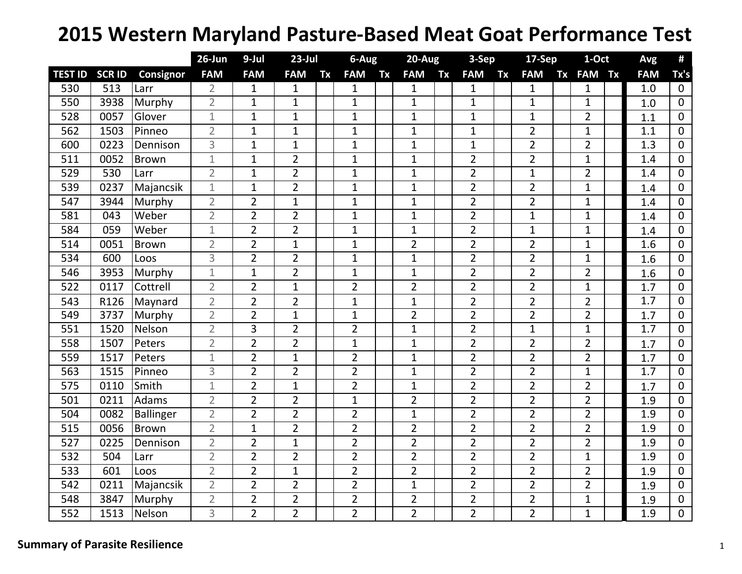# 2015 Western Maryland Pasture-Based Meat Goat Performance Test

| | | | 26-Jun | 9-Jul | 23-Jul | | 6-Aug | | 20-Aug | | 3-Sep | | 17-Sep | | 1-Oct | | Avg | # |
|---|---|---|---|---|---|---|---|---|---|---|---|---|---|---|---|---|---|---|
| TEST ID | SCR ID | Consignor | FAM | FAM | FAM | Tx | FAM | Tx | FAM | Tx | FAM | Tx | FAM | Tx | FAM | Tx | FAM | Tx's |
| 530 | 513 | Larr | 2 | 1 | 1 | | 1 | | 1 | | 1 | | 1 | | 1 | | 1.0 | 0 |
| 550 | 3938 | Murphy | 2 | 1 | 1 | | 1 | | 1 | | 1 | | 1 | | 1 | | 1.0 | 0 |
| 528 | 0057 | Glover | 1 | 1 | 1 | | 1 | | 1 | | 1 | | 1 | | 2 | | 1.1 | 0 |
| 562 | 1503 | Pinneo | 2 | 1 | 1 | | 1 | | 1 | | 1 | | 2 | | 1 | | 1.1 | 0 |
| 600 | 0223 | Dennison | 3 | 1 | 1 | | 1 | | 1 | | 1 | | 2 | | 2 | | 1.3 | 0 |
| 511 | 0052 | Brown | 1 | 1 | 2 | | 1 | | 1 | | 2 | | 2 | | 1 | | 1.4 | 0 |
| 529 | 530 | Larr | 2 | 1 | 2 | | 1 | | 1 | | 2 | | 1 | | 2 | | 1.4 | 0 |
| 539 | 0237 | Majancsik | 1 | 1 | 2 | | 1 | | 1 | | 2 | | 2 | | 1 | | 1.4 | 0 |
| 547 | 3944 | Murphy | 2 | 2 | 1 | | 1 | | 1 | | 2 | | 2 | | 1 | | 1.4 | 0 |
| 581 | 043 | Weber | 2 | 2 | 2 | | 1 | | 1 | | 2 | | 1 | | 1 | | 1.4 | 0 |
| 584 | 059 | Weber | 1 | 2 | 2 | | 1 | | 1 | | 2 | | 1 | | 1 | | 1.4 | 0 |
| 514 | 0051 | Brown | 2 | 2 | 1 | | 1 | | 2 | | 2 | | 2 | | 1 | | 1.6 | 0 |
| 534 | 600 | Loos | 3 | 2 | 2 | | 1 | | 1 | | 2 | | 2 | | 1 | | 1.6 | 0 |
| 546 | 3953 | Murphy | 1 | 1 | 2 | | 1 | | 1 | | 2 | | 2 | | 2 | | 1.6 | 0 |
| 522 | 0117 | Cottrell | 2 | 2 | 1 | | 2 | | 2 | | 2 | | 2 | | 1 | | 1.7 | 0 |
| 543 | R126 | Maynard | 2 | 2 | 2 | | 1 | | 1 | | 2 | | 2 | | 2 | | 1.7 | 0 |
| 549 | 3737 | Murphy | 2 | 2 | 1 | | 1 | | 2 | | 2 | | 2 | | 2 | | 1.7 | 0 |
| 551 | 1520 | Nelson | 2 | 3 | 2 | | 2 | | 1 | | 2 | | 1 | | 1 | | 1.7 | 0 |
| 558 | 1507 | Peters | 2 | 2 | 2 | | 1 | | 1 | | 2 | | 2 | | 2 | | 1.7 | 0 |
| 559 | 1517 | Peters | 1 | 2 | 1 | | 2 | | 1 | | 2 | | 2 | | 2 | | 1.7 | 0 |
| 563 | 1515 | Pinneo | 3 | 2 | 2 | | 2 | | 1 | | 2 | | 2 | | 1 | | 1.7 | 0 |
| 575 | 0110 | Smith | 1 | 2 | 1 | | 2 | | 1 | | 2 | | 2 | | 2 | | 1.7 | 0 |
| 501 | 0211 | Adams | 2 | 2 | 2 | | 1 | | 2 | | 2 | | 2 | | 2 | | 1.9 | 0 |
| 504 | 0082 | Ballinger | 2 | 2 | 2 | | 2 | | 1 | | 2 | | 2 | | 2 | | 1.9 | 0 |
| 515 | 0056 | Brown | 2 | 1 | 2 | | 2 | | 2 | | 2 | | 2 | | 2 | | 1.9 | 0 |
| 527 | 0225 | Dennison | 2 | 2 | 1 | | 2 | | 2 | | 2 | | 2 | | 2 | | 1.9 | 0 |
| 532 | 504 | Larr | 2 | 2 | 2 | | 2 | | 2 | | 2 | | 2 | | 1 | | 1.9 | 0 |
| 533 | 601 | Loos | 2 | 2 | 1 | | 2 | | 2 | | 2 | | 2 | | 2 | | 1.9 | 0 |
| 542 | 0211 | Majancsik | 2 | 2 | 2 | | 2 | | 1 | | 2 | | 2 | | 2 | | 1.9 | 0 |
| 548 | 3847 | Murphy | 2 | 2 | 2 | | 2 | | 2 | | 2 | | 2 | | 1 | | 1.9 | 0 |
| 552 | 1513 | Nelson | 3 | 2 | 2 | | 2 | | 2 | | 2 | | 2 | | 1 | | 1.9 | 0 |

**Summary of Parasite Resilience**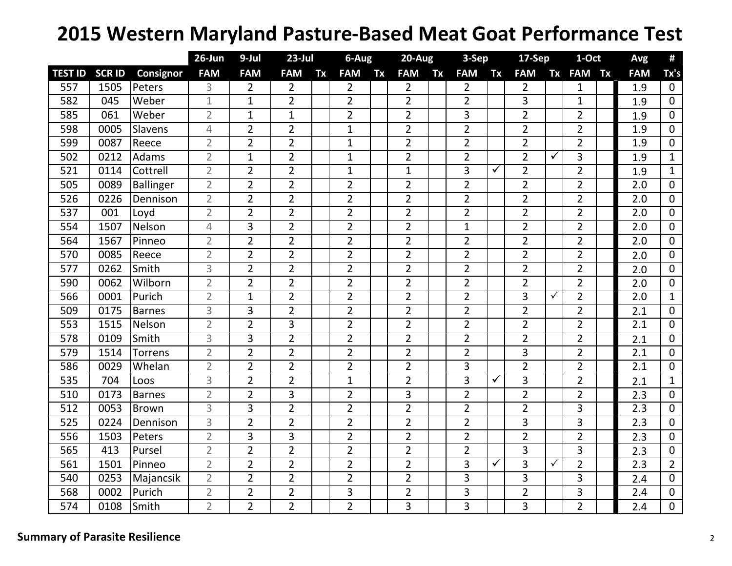# 2015 Western Maryland Pasture-Based Meat Goat Performance Test

| | | | 26-Jun | 9-Jul | 23-Jul | | 6-Aug | | 20-Aug | | 3-Sep | | 17-Sep | | 1-Oct | | Avg | # |
|---|---|---|---|---|---|---|---|---|---|---|---|---|---|---|---|---|---|---|
| TEST ID | SCR ID | Consignor | FAM | FAM | FAM | Tx | FAM | Tx | FAM | Tx | FAM | Tx | FAM | Tx | FAM | Tx | FAM | Tx's |
| 557 | 1505 | Peters | 3 | 2 | 2 | | 2 | | 2 | | 2 | | 2 | | 1 | | 1.9 | 0 |
| 582 | 045 | Weber | 1 | 1 | 2 | | 2 | | 2 | | 2 | | 3 | | 1 | | 1.9 | 0 |
| 585 | 061 | Weber | 2 | 1 | 1 | | 2 | | 2 | | 3 | | 2 | | 2 | | 1.9 | 0 |
| 598 | 0005 | Slavens | 4 | 2 | 2 | | 1 | | 2 | | 2 | | 2 | | 2 | | 1.9 | 0 |
| 599 | 0087 | Reece | 2 | 2 | 2 | | 1 | | 2 | | 2 | | 2 | | 2 | | 1.9 | 0 |
| 502 | 0212 | Adams | 2 | 1 | 2 | | 1 | | 2 | | 2 | | 2 | ✓ | 3 | | 1.9 | 1 |
| 521 | 0114 | Cottrell | 2 | 2 | 2 | | 1 | | 1 | | 3 | ✓ | 2 | | 2 | | 1.9 | 1 |
| 505 | 0089 | Ballinger | 2 | 2 | 2 | | 2 | | 2 | | 2 | | 2 | | 2 | | 2.0 | 0 |
| 526 | 0226 | Dennison | 2 | 2 | 2 | | 2 | | 2 | | 2 | | 2 | | 2 | | 2.0 | 0 |
| 537 | 001 | Loyd | 2 | 2 | 2 | | 2 | | 2 | | 2 | | 2 | | 2 | | 2.0 | 0 |
| 554 | 1507 | Nelson | 4 | 3 | 2 | | 2 | | 2 | | 1 | | 2 | | 2 | | 2.0 | 0 |
| 564 | 1567 | Pinneo | 2 | 2 | 2 | | 2 | | 2 | | 2 | | 2 | | 2 | | 2.0 | 0 |
| 570 | 0085 | Reece | 2 | 2 | 2 | | 2 | | 2 | | 2 | | 2 | | 2 | | 2.0 | 0 |
| 577 | 0262 | Smith | 3 | 2 | 2 | | 2 | | 2 | | 2 | | 2 | | 2 | | 2.0 | 0 |
| 590 | 0062 | Wilborn | 2 | 2 | 2 | | 2 | | 2 | | 2 | | 2 | | 2 | | 2.0 | 0 |
| 566 | 0001 | Purich | 2 | 1 | 2 | | 2 | | 2 | | 2 | | 3 | ✓ | 2 | | 2.0 | 1 |
| 509 | 0175 | Barnes | 3 | 3 | 2 | | 2 | | 2 | | 2 | | 2 | | 2 | | 2.1 | 0 |
| 553 | 1515 | Nelson | 2 | 2 | 3 | | 2 | | 2 | | 2 | | 2 | | 2 | | 2.1 | 0 |
| 578 | 0109 | Smith | 3 | 3 | 2 | | 2 | | 2 | | 2 | | 2 | | 2 | | 2.1 | 0 |
| 579 | 1514 | Torrens | 2 | 2 | 2 | | 2 | | 2 | | 2 | | 3 | | 2 | | 2.1 | 0 |
| 586 | 0029 | Whelan | 2 | 2 | 2 | | 2 | | 2 | | 3 | | 2 | | 2 | | 2.1 | 0 |
| 535 | 704 | Loos | 3 | 2 | 2 | | 1 | | 2 | | 3 | ✓ | 3 | | 2 | | 2.1 | 1 |
| 510 | 0173 | Barnes | 2 | 2 | 3 | | 2 | | 3 | | 2 | | 2 | | 2 | | 2.3 | 0 |
| 512 | 0053 | Brown | 3 | 3 | 2 | | 2 | | 2 | | 2 | | 2 | | 3 | | 2.3 | 0 |
| 525 | 0224 | Dennison | 3 | 2 | 2 | | 2 | | 2 | | 2 | | 3 | | 3 | | 2.3 | 0 |
| 556 | 1503 | Peters | 2 | 3 | 3 | | 2 | | 2 | | 2 | | 2 | | 2 | | 2.3 | 0 |
| 565 | 413 | Pursel | 2 | 2 | 2 | | 2 | | 2 | | 2 | | 3 | | 3 | | 2.3 | 0 |
| 561 | 1501 | Pinneo | 2 | 2 | 2 | | 2 | | 2 | | 3 | ✓ | 3 | ✓ | 2 | | 2.3 | 2 |
| 540 | 0253 | Majancsik | 2 | 2 | 2 | | 2 | | 2 | | 3 | | 3 | | 3 | | 2.4 | 0 |
| 568 | 0002 | Purich | 2 | 2 | 2 | | 3 | | 2 | | 3 | | 2 | | 3 | | 2.4 | 0 |
| 574 | 0108 | Smith | 2 | 2 | 2 | | 2 | | 3 | | 3 | | 3 | | 2 | | 2.4 | 0 |

**Summary of Parasite Resilience**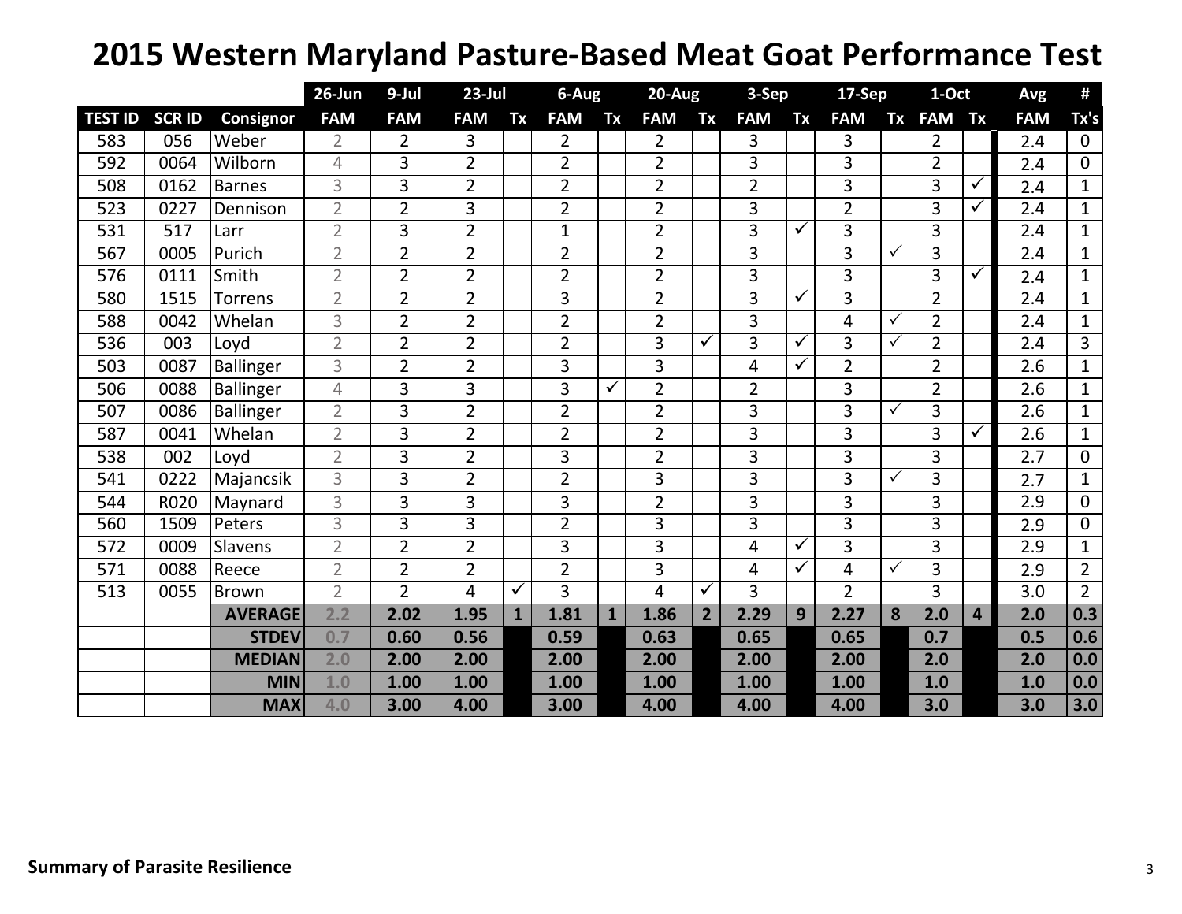# 2015 Western Maryland Pasture-Based Meat Goat Performance Test

| | | | 26-Jun | 9-Jul | 23-Jul | | 6-Aug | | 20-Aug | | 3-Sep | | 17-Sep | | 1-Oct | | Avg | # |
|---|---|---|---|---|---|---|---|---|---|---|---|---|---|---|---|---|---|---|
| TEST ID | SCR ID | Consignor | FAM | FAM | FAM | Tx | FAM | Tx | FAM | Tx | FAM | Tx | FAM | Tx | FAM | Tx | FAM | Tx's |
| 583 | 056 | Weber | 2 | 2 | 3 | | 2 | | 2 | | 3 | | 3 | | 2 | | 2.4 | 0 |
| 592 | 0064 | Wilborn | 4 | 3 | 2 | | 2 | | 2 | | 3 | | 3 | | 2 | | 2.4 | 0 |
| 508 | 0162 | Barnes | 3 | 3 | 2 | | 2 | | 2 | | 2 | | 3 | | 3 | ✓ | 2.4 | 1 |
| 523 | 0227 | Dennison | 2 | 2 | 3 | | 2 | | 2 | | 3 | | 2 | | 3 | ✓ | 2.4 | 1 |
| 531 | 517 | Larr | 2 | 3 | 2 | | 1 | | 2 | | 3 | ✓ | 3 | | 3 | | 2.4 | 1 |
| 567 | 0005 | Purich | 2 | 2 | 2 | | 2 | | 2 | | 3 | | 3 | ✓ | 3 | | 2.4 | 1 |
| 576 | 0111 | Smith | 2 | 2 | 2 | | 2 | | 2 | | 3 | | 3 | | 3 | ✓ | 2.4 | 1 |
| 580 | 1515 | Torrens | 2 | 2 | 2 | | 3 | | 2 | | 3 | ✓ | 3 | | 2 | | 2.4 | 1 |
| 588 | 0042 | Whelan | 3 | 2 | 2 | | 2 | | 2 | | 3 | | 4 | ✓ | 2 | | 2.4 | 1 |
| 536 | 003 | Loyd | 2 | 2 | 2 | | 2 | | 3 | ✓ | 3 | ✓ | 3 | ✓ | 2 | | 2.4 | 3 |
| 503 | 0087 | Ballinger | 3 | 2 | 2 | | 3 | | 3 | | 4 | ✓ | 2 | | 2 | | 2.6 | 1 |
| 506 | 0088 | Ballinger | 4 | 3 | 3 | | 3 | ✓ | 2 | | 2 | | 3 | | 2 | | 2.6 | 1 |
| 507 | 0086 | Ballinger | 2 | 3 | 2 | | 2 | | 2 | | 3 | | 3 | ✓ | 3 | | 2.6 | 1 |
| 587 | 0041 | Whelan | 2 | 3 | 2 | | 2 | | 2 | | 3 | | 3 | | 3 | ✓ | 2.6 | 1 |
| 538 | 002 | Loyd | 2 | 3 | 2 | | 3 | | 2 | | 3 | | 3 | | 3 | | 2.7 | 0 |
| 541 | 0222 | Majancsik | 3 | 3 | 2 | | 2 | | 3 | | 3 | | 3 | ✓ | 3 | | 2.7 | 1 |
| 544 | R020 | Maynard | 3 | 3 | 3 | | 3 | | 2 | | 3 | | 3 | | 3 | | 2.9 | 0 |
| 560 | 1509 | Peters | 3 | 3 | 3 | | 2 | | 3 | | 3 | | 3 | | 3 | | 2.9 | 0 |
| 572 | 0009 | Slavens | 2 | 2 | 2 | | 3 | | 3 | | 4 | ✓ | 3 | | 3 | | 2.9 | 1 |
| 571 | 0088 | Reece | 2 | 2 | 2 | | 2 | | 3 | | 4 | ✓ | 4 | ✓ | 3 | | 2.9 | 2 |
| 513 | 0055 | Brown | 2 | 2 | 4 | ✓ | 3 | | 4 | ✓ | 3 | | 2 | | 3 | | 3.0 | 2 |
| | | **AVERAGE** | 2.2 | **2.02** | **1.95** | **1** | **1.81** | **1** | **1.86** | **2** | **2.29** | **9** | **2.27** | **8** | **2.0** | **4** | **2.0** | **0.3** |
| | | **STDEV** | 0.7 | **0.60** | **0.56** | | **0.59** | | **0.63** | | **0.65** | | **0.65** | | **0.7** | | **0.5** | **0.6** |
| | | **MEDIAN** | 2.0 | **2.00** | **2.00** | | **2.00** | | **2.00** | | **2.00** | | **2.00** | | **2.0** | | **2.0** | **0.0** |
| | | **MIN** | 1.0 | **1.00** | **1.00** | | **1.00** | | **1.00** | | **1.00** | | **1.00** | | **1.0** | | **1.0** | **0.0** |
| | | **MAX** | 4.0 | **3.00** | **4.00** | | **3.00** | | **4.00** | | **4.00** | | **4.00** | | **3.0** | | **3.0** | **3.0** |

**Summary of Parasite Resilience**